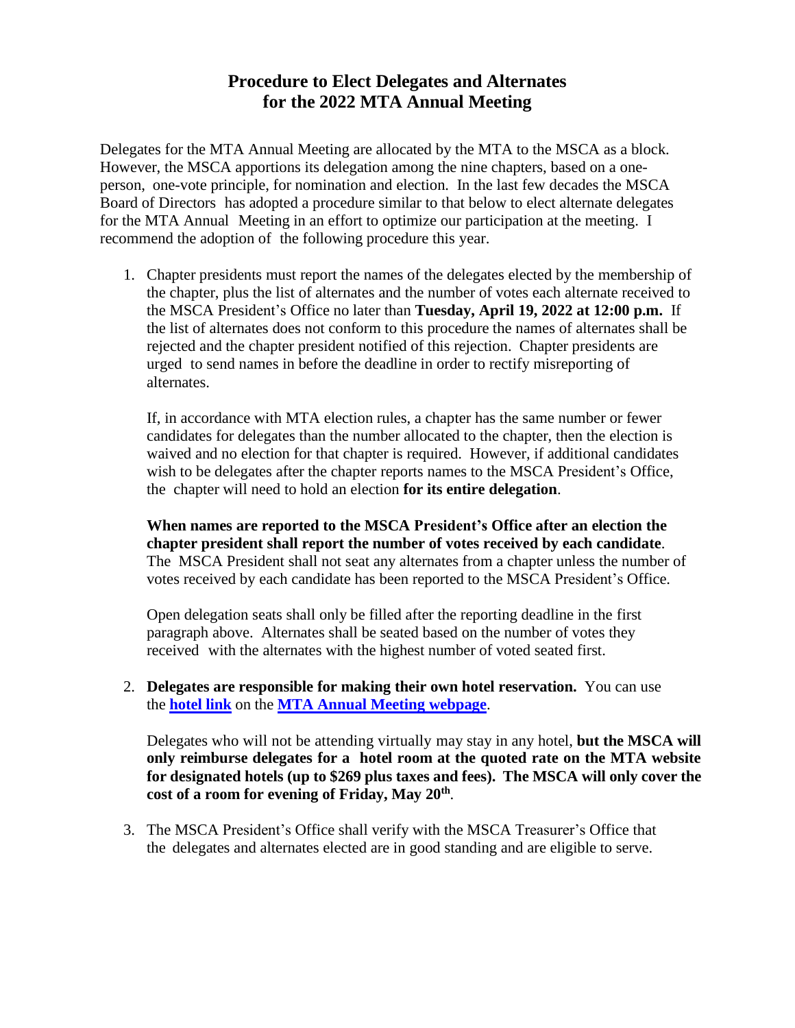# Procedure to Elect Delegates and Alternates for the 2022 MTA Annual Meeting

Delegates for the MTA Annual Meeting are allocated by the MTA to the MSCA as a block. However, the MSCA apportions its delegation among the nine chapters, based on a one-person, one-vote principle, for nomination and election. In the last few decades the MSCA Board of Directors has adopted a procedure similar to that below to elect alternate delegates for the MTA Annual Meeting in an effort to optimize our participation at the meeting. I recommend the adoption of the following procedure this year.

1. Chapter presidents must report the names of the delegates elected by the membership of the chapter, plus the list of alternates and the number of votes each alternate received to the MSCA President's Office no later than **Tuesday, April 19, 2022 at 12:00 p.m.** If the list of alternates does not conform to this procedure the names of alternates shall be rejected and the chapter president notified of this rejection. Chapter presidents are urged to send names in before the deadline in order to rectify misreporting of alternates.

   If, in accordance with MTA election rules, a chapter has the same number or fewer candidates for delegates than the number allocated to the chapter, then the election is waived and no election for that chapter is required. However, if additional candidates wish to be delegates after the chapter reports names to the MSCA President's Office, the chapter will need to hold an election **for its entire delegation**.

   **When names are reported to the MSCA President's Office after an election the chapter president shall report the number of votes received by each candidate**. The MSCA President shall not seat any alternates from a chapter unless the number of votes received by each candidate has been reported to the MSCA President's Office.

   Open delegation seats shall only be filled after the reporting deadline in the first paragraph above. Alternates shall be seated based on the number of votes they received with the alternates with the highest number of voted seated first.

2. **Delegates are responsible for making their own hotel reservation.** You can use the **hotel link** on the **MTA Annual Meeting webpage**.

   Delegates who will not be attending virtually may stay in any hotel, **but the MSCA will only reimburse delegates for a hotel room at the quoted rate on the MTA website for designated hotels (up to $269 plus taxes and fees). The MSCA will only cover the cost of a room for evening of Friday, May 20th**.

3. The MSCA President's Office shall verify with the MSCA Treasurer's Office that the delegates and alternates elected are in good standing and are eligible to serve.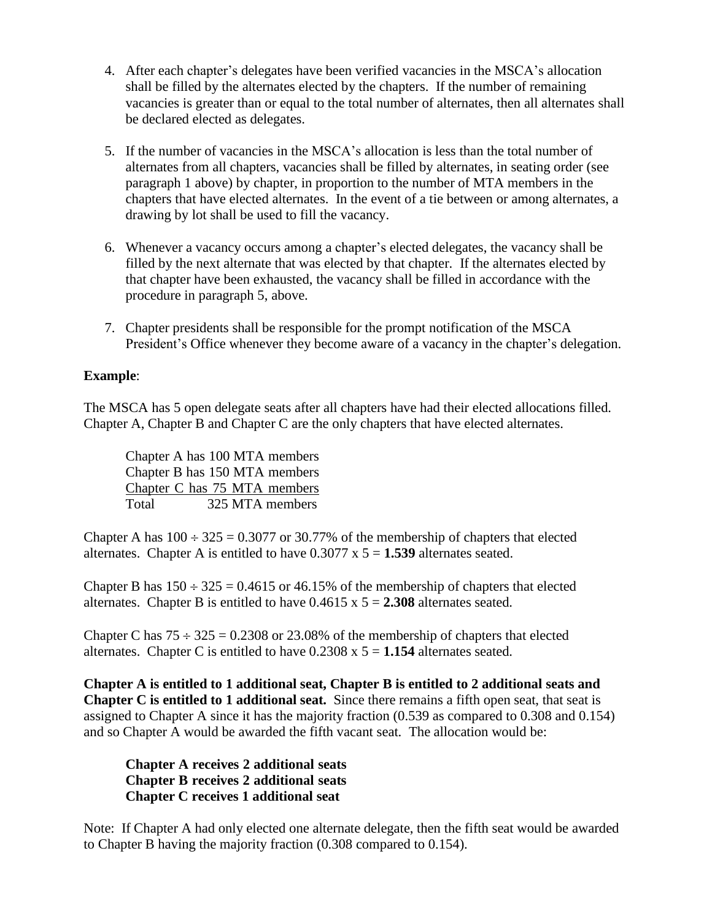4. After each chapter's delegates have been verified vacancies in the MSCA's allocation shall be filled by the alternates elected by the chapters. If the number of remaining vacancies is greater than or equal to the total number of alternates, then all alternates shall be declared elected as delegates.

5. If the number of vacancies in the MSCA's allocation is less than the total number of alternates from all chapters, vacancies shall be filled by alternates, in seating order (see paragraph 1 above) by chapter, in proportion to the number of MTA members in the chapters that have elected alternates. In the event of a tie between or among alternates, a drawing by lot shall be used to fill the vacancy.

6. Whenever a vacancy occurs among a chapter's elected delegates, the vacancy shall be filled by the next alternate that was elected by that chapter. If the alternates elected by that chapter have been exhausted, the vacancy shall be filled in accordance with the procedure in paragraph 5, above.

7. Chapter presidents shall be responsible for the prompt notification of the MSCA President's Office whenever they become aware of a vacancy in the chapter's delegation.

**Example**:

The MSCA has 5 open delegate seats after all chapters have had their elected allocations filled. Chapter A, Chapter B and Chapter C are the only chapters that have elected alternates.

| | |
|---|---|
| Chapter A has | 100 MTA members |
| Chapter B has | 150 MTA members |
| Chapter C has | 75 MTA members |
| Total | 325 MTA members |

Chapter A has $100 \div 325 = 0.3077$ or 30.77% of the membership of chapters that elected alternates. Chapter A is entitled to have $0.3077 \times 5 =$ **1.539** alternates seated.

Chapter B has $150 \div 325 = 0.4615$ or 46.15% of the membership of chapters that elected alternates. Chapter B is entitled to have $0.4615 \times 5 =$ **2.308** alternates seated.

Chapter C has $75 \div 325 = 0.2308$ or 23.08% of the membership of chapters that elected alternates. Chapter C is entitled to have $0.2308 \times 5 =$ **1.154** alternates seated.

**Chapter A is entitled to 1 additional seat, Chapter B is entitled to 2 additional seats and Chapter C is entitled to 1 additional seat.** Since there remains a fifth open seat, that seat is assigned to Chapter A since it has the majority fraction (0.539 as compared to 0.308 and 0.154) and so Chapter A would be awarded the fifth vacant seat. The allocation would be:

**Chapter A receives 2 additional seats**
**Chapter B receives 2 additional seats**
**Chapter C receives 1 additional seat**

Note: If Chapter A had only elected one alternate delegate, then the fifth seat would be awarded to Chapter B having the majority fraction (0.308 compared to 0.154).